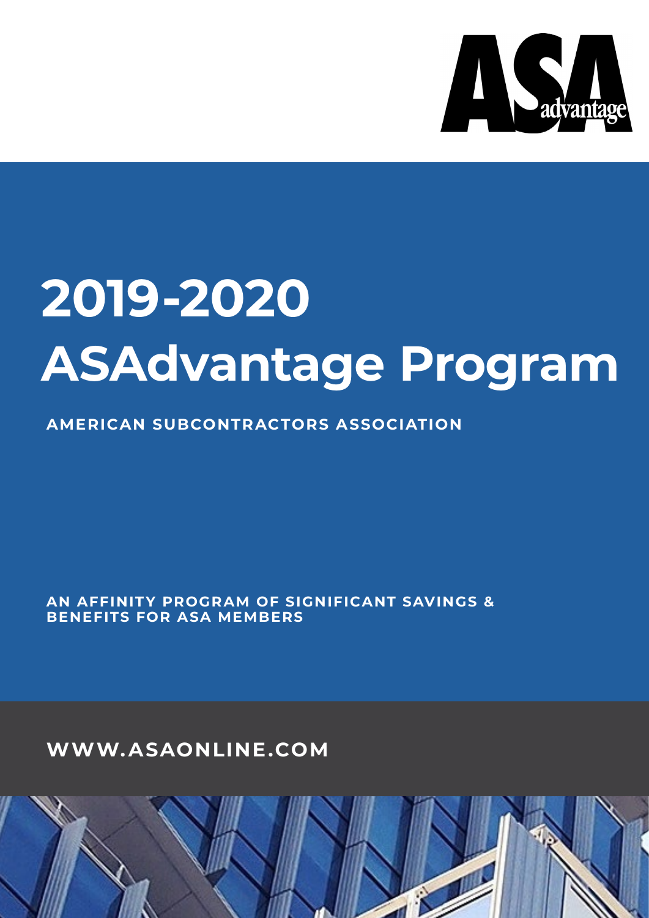ASA advantage

# 2019-2020 ASAdvantage Program

**AMERICAN SUBCONTRACTORS ASSOCIATION**

**AN AFFINITY PROGRAM OF SIGNIFICANT SAVINGS & BENEFITS FOR ASA MEMBERS**

**WWW.ASAONLINE.COM**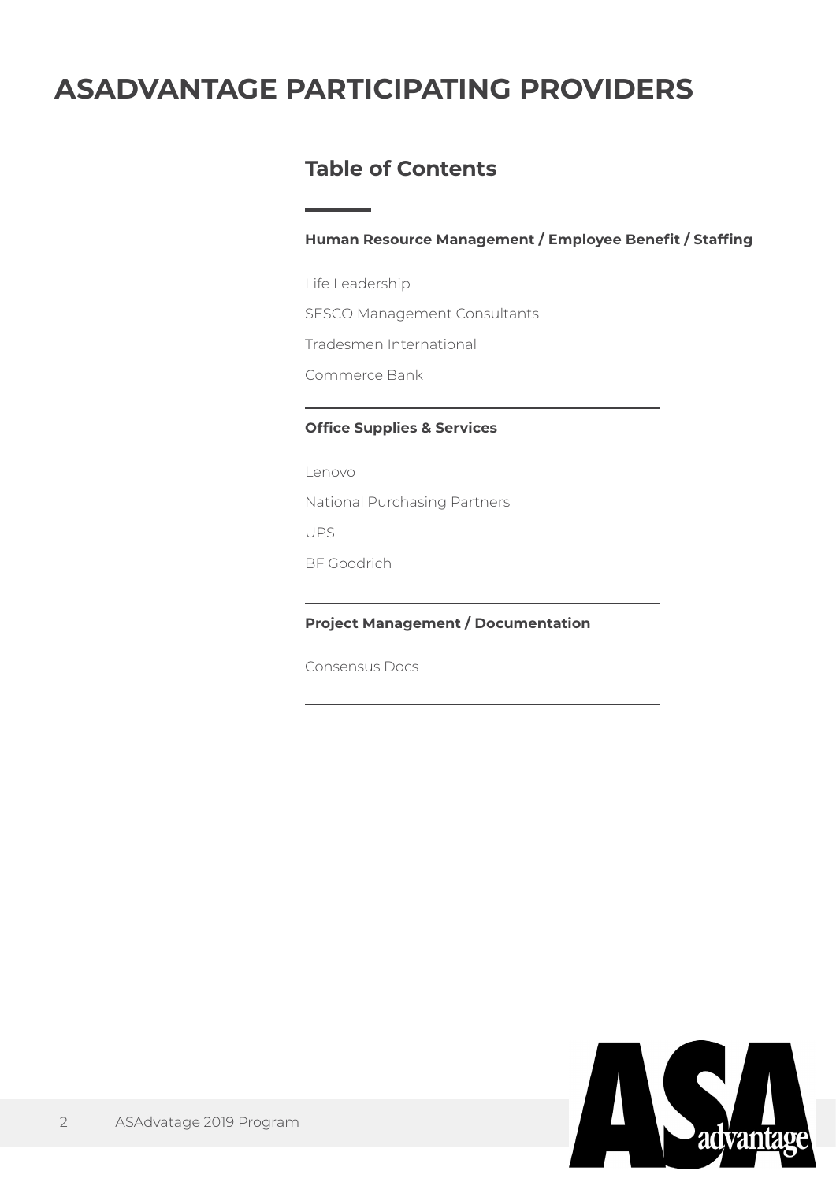# ASADVANTAGE PARTICIPATING PROVIDERS

## Table of Contents

**Human Resource Management / Employee Benefit / Staffing**

Life Leadership

SESCO Management Consultants

Tradesmen International

Commerce Bank

**Office Supplies & Services**

Lenovo

National Purchasing Partners

UPS

BF Goodrich

**Project Management / Documentation**

Consensus Docs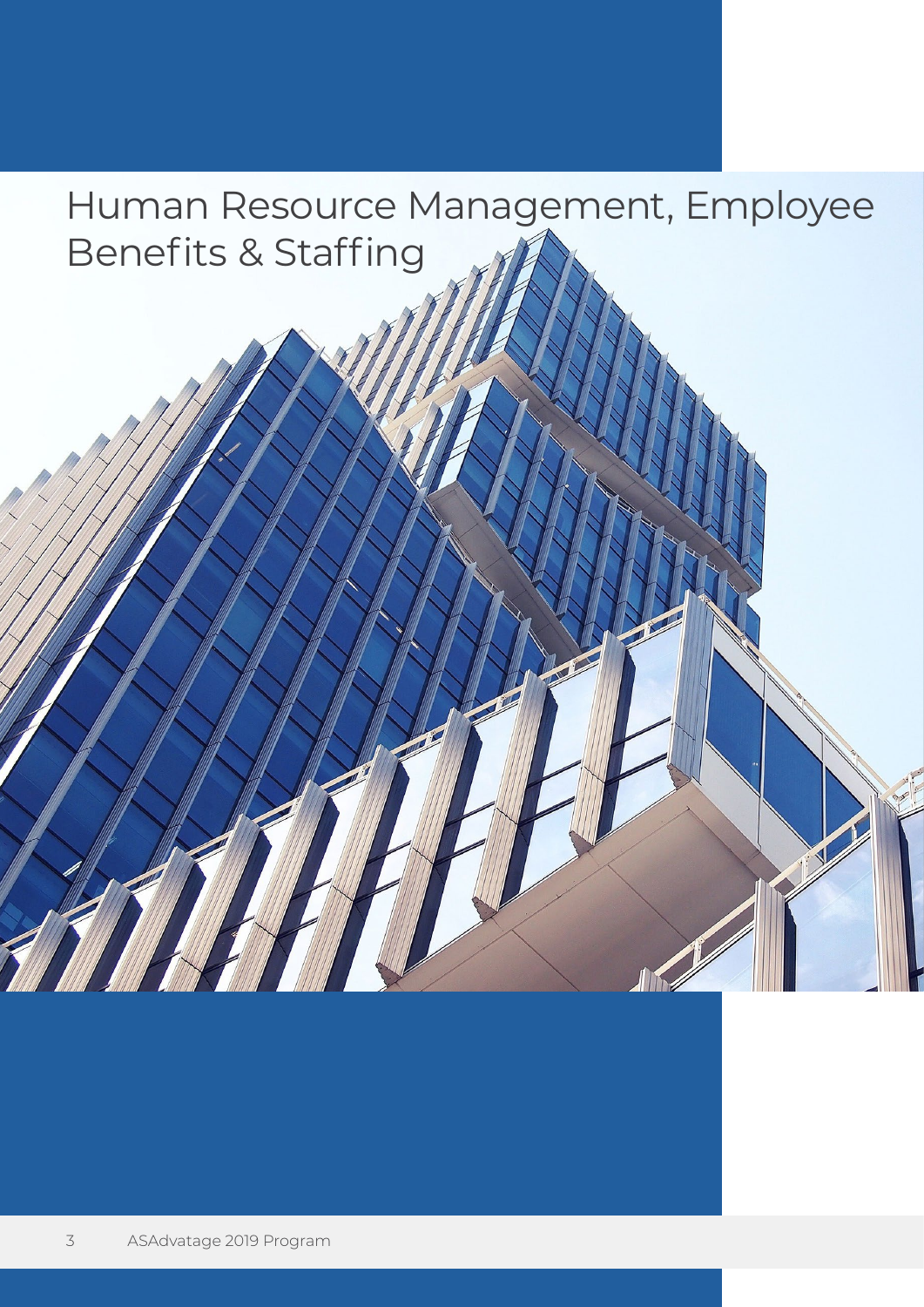# Human Resource Management, Employee Benefits & Staffing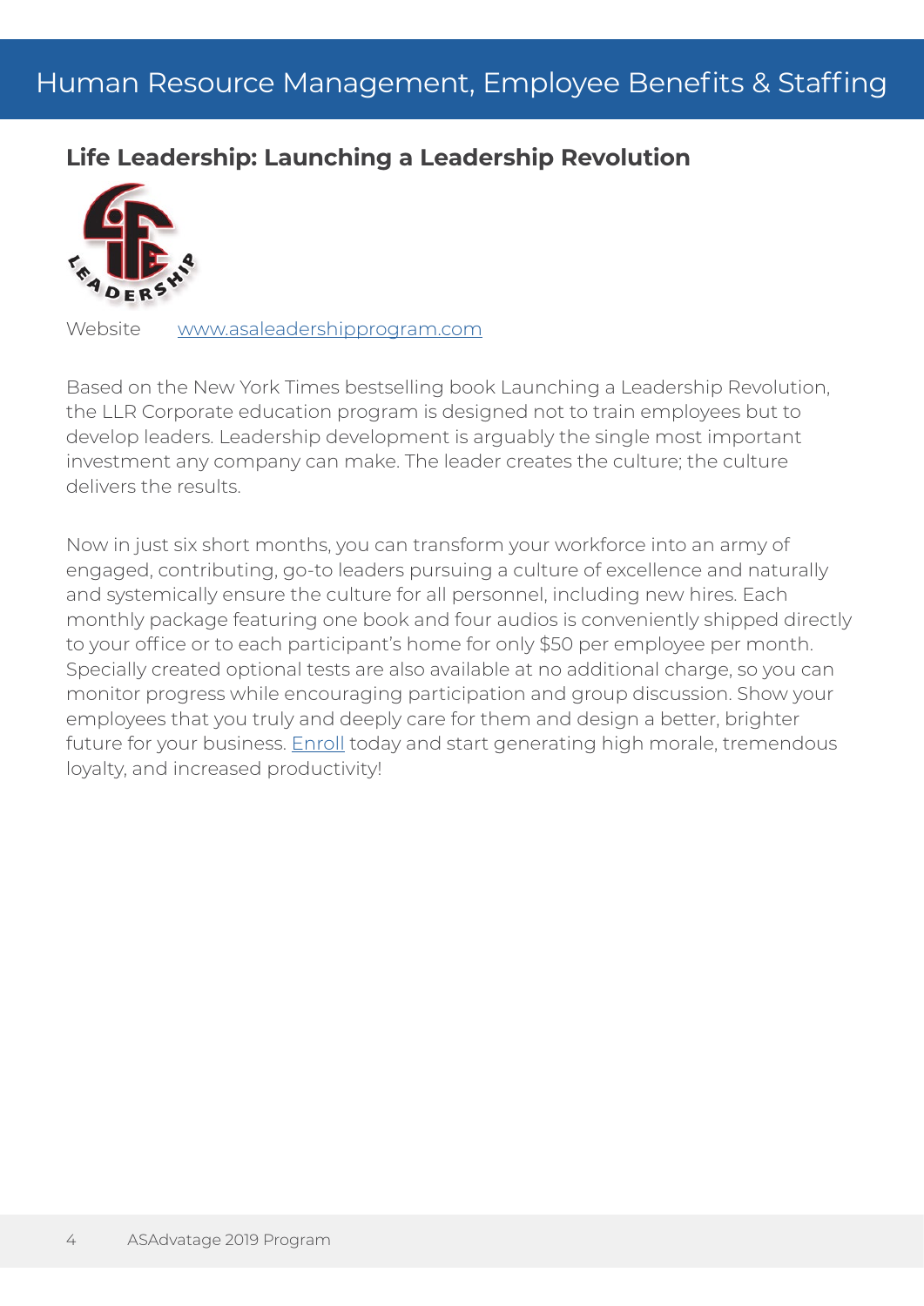# Human Resource Management, Employee Benefits & Staffing

## Life Leadership: Launching a Leadership Revolution

Website [www.asaleadershipprogram.com](http://www.asaleadershipprogram.com)

Based on the New York Times bestselling book Launching a Leadership Revolution, the LLR Corporate education program is designed not to train employees but to develop leaders. Leadership development is arguably the single most important investment any company can make. The leader creates the culture; the culture delivers the results.

Now in just six short months, you can transform your workforce into an army of engaged, contributing, go-to leaders pursuing a culture of excellence and naturally and systemically ensure the culture for all personnel, including new hires. Each monthly package featuring one book and four audios is conveniently shipped directly to your office or to each participant's home for only $50 per employee per month. Specially created optional tests are also available at no additional charge, so you can monitor progress while encouraging participation and group discussion. Show your employees that you truly and deeply care for them and design a better, brighter future for your business. Enroll today and start generating high morale, tremendous loyalty, and increased productivity!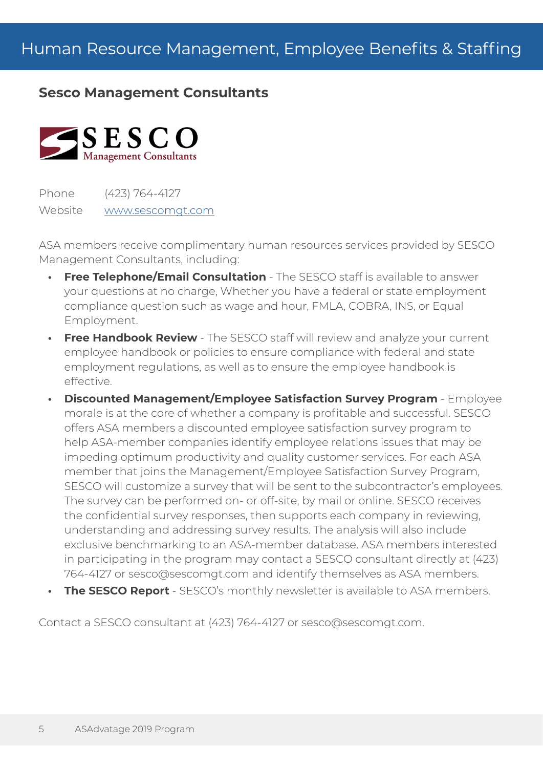# Human Resource Management, Employee Benefits & Staffing

## Sesco Management Consultants

SESCO Management Consultants

| | |
|---|---|
| Phone | (423) 764-4127 |
| Website | www.sescomgt.com |

ASA members receive complimentary human resources services provided by SESCO Management Consultants, including:

- **Free Telephone/Email Consultation** - The SESCO staff is available to answer your questions at no charge, Whether you have a federal or state employment compliance question such as wage and hour, FMLA, COBRA, INS, or Equal Employment.
- **Free Handbook Review** - The SESCO staff will review and analyze your current employee handbook or policies to ensure compliance with federal and state employment regulations, as well as to ensure the employee handbook is effective.
- **Discounted Management/Employee Satisfaction Survey Program** - Employee morale is at the core of whether a company is profitable and successful. SESCO offers ASA members a discounted employee satisfaction survey program to help ASA-member companies identify employee relations issues that may be impeding optimum productivity and quality customer services. For each ASA member that joins the Management/Employee Satisfaction Survey Program, SESCO will customize a survey that will be sent to the subcontractor's employees. The survey can be performed on- or off-site, by mail or online. SESCO receives the confidential survey responses, then supports each company in reviewing, understanding and addressing survey results. The analysis will also include exclusive benchmarking to an ASA-member database. ASA members interested in participating in the program may contact a SESCO consultant directly at (423) 764-4127 or sesco@sescomgt.com and identify themselves as ASA members.
- **The SESCO Report** - SESCO's monthly newsletter is available to ASA members.

Contact a SESCO consultant at (423) 764-4127 or sesco@sescomgt.com.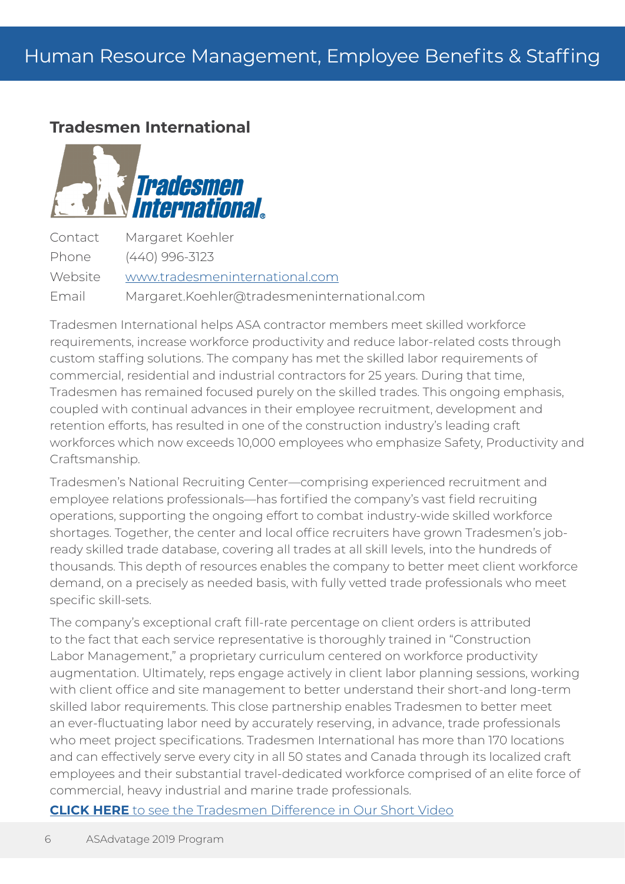# Human Resource Management, Employee Benefits & Staffing

## Tradesmen International

| | |
|---|---|
| Contact | Margaret Koehler |
| Phone | (440) 996-3123 |
| Website | [www.tradesmeninternational.com](http://www.tradesmeninternational.com) |
| Email | Margaret.Koehler@tradesmeninternational.com |

Tradesmen International helps ASA contractor members meet skilled workforce requirements, increase workforce productivity and reduce labor-related costs through custom staffing solutions. The company has met the skilled labor requirements of commercial, residential and industrial contractors for 25 years. During that time, Tradesmen has remained focused purely on the skilled trades. This ongoing emphasis, coupled with continual advances in their employee recruitment, development and retention efforts, has resulted in one of the construction industry's leading craft workforces which now exceeds 10,000 employees who emphasize Safety, Productivity and Craftsmanship.

Tradesmen's National Recruiting Center—comprising experienced recruitment and employee relations professionals—has fortified the company's vast field recruiting operations, supporting the ongoing effort to combat industry-wide skilled workforce shortages. Together, the center and local office recruiters have grown Tradesmen's job-ready skilled trade database, covering all trades at all skill levels, into the hundreds of thousands. This depth of resources enables the company to better meet client workforce demand, on a precisely as needed basis, with fully vetted trade professionals who meet specific skill-sets.

The company's exceptional craft fill-rate percentage on client orders is attributed to the fact that each service representative is thoroughly trained in "Construction Labor Management," a proprietary curriculum centered on workforce productivity augmentation. Ultimately, reps engage actively in client labor planning sessions, working with client office and site management to better understand their short-and long-term skilled labor requirements. This close partnership enables Tradesmen to better meet an ever-fluctuating labor need by accurately reserving, in advance, trade professionals who meet project specifications. Tradesmen International has more than 170 locations and can effectively serve every city in all 50 states and Canada through its localized craft employees and their substantial travel-dedicated workforce comprised of an elite force of commercial, heavy industrial and marine trade professionals.

**CLICK HERE** to see the Tradesmen Difference in Our Short Video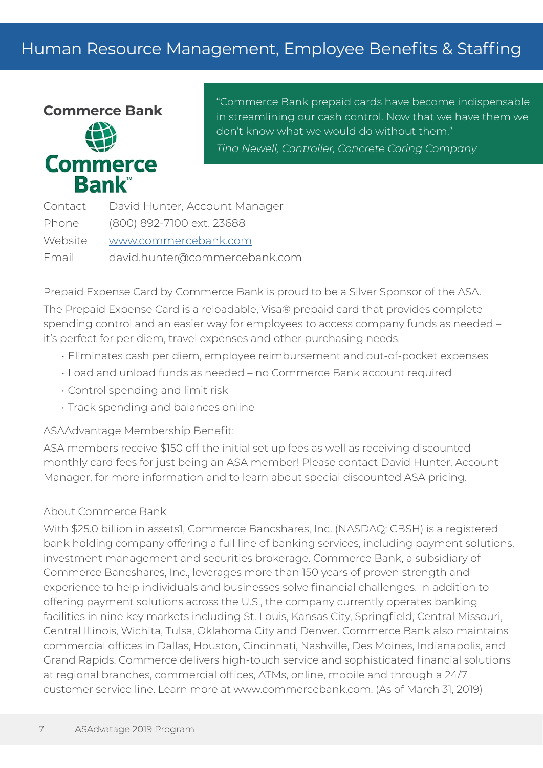# Human Resource Management, Employee Benefits & Staffing

## Commerce Bank

> "Commerce Bank prepaid cards have become indispensable in streamlining our cash control. Now that we have them we don't know what we would do without them."
>
> *Tina Newell, Controller, Concrete Coring Company*

| | |
|---|---|
| Contact | David Hunter, Account Manager |
| Phone | (800) 892-7100 ext. 23688 |
| Website | [www.commercebank.com](http://www.commercebank.com) |
| Email | david.hunter@commercebank.com |

Prepaid Expense Card by Commerce Bank is proud to be a Silver Sponsor of the ASA.

The Prepaid Expense Card is a reloadable, Visa® prepaid card that provides complete spending control and an easier way for employees to access company funds as needed – it's perfect for per diem, travel expenses and other purchasing needs.

- Eliminates cash per diem, employee reimbursement and out-of-pocket expenses
- Load and unload funds as needed – no Commerce Bank account required
- Control spending and limit risk
- Track spending and balances online

ASAAdvantage Membership Benefit:

ASA members receive $150 off the initial set up fees as well as receiving discounted monthly card fees for just being an ASA member! Please contact David Hunter, Account Manager, for more information and to learn about special discounted ASA pricing.

About Commerce Bank

With $25.0 billion in assets1, Commerce Bancshares, Inc. (NASDAQ: CBSH) is a registered bank holding company offering a full line of banking services, including payment solutions, investment management and securities brokerage. Commerce Bank, a subsidiary of Commerce Bancshares, Inc., leverages more than 150 years of proven strength and experience to help individuals and businesses solve financial challenges. In addition to offering payment solutions across the U.S., the company currently operates banking facilities in nine key markets including St. Louis, Kansas City, Springfield, Central Missouri, Central Illinois, Wichita, Tulsa, Oklahoma City and Denver. Commerce Bank also maintains commercial offices in Dallas, Houston, Cincinnati, Nashville, Des Moines, Indianapolis, and Grand Rapids. Commerce delivers high-touch service and sophisticated financial solutions at regional branches, commercial offices, ATMs, online, mobile and through a 24/7 customer service line. Learn more at www.commercebank.com. (As of March 31, 2019)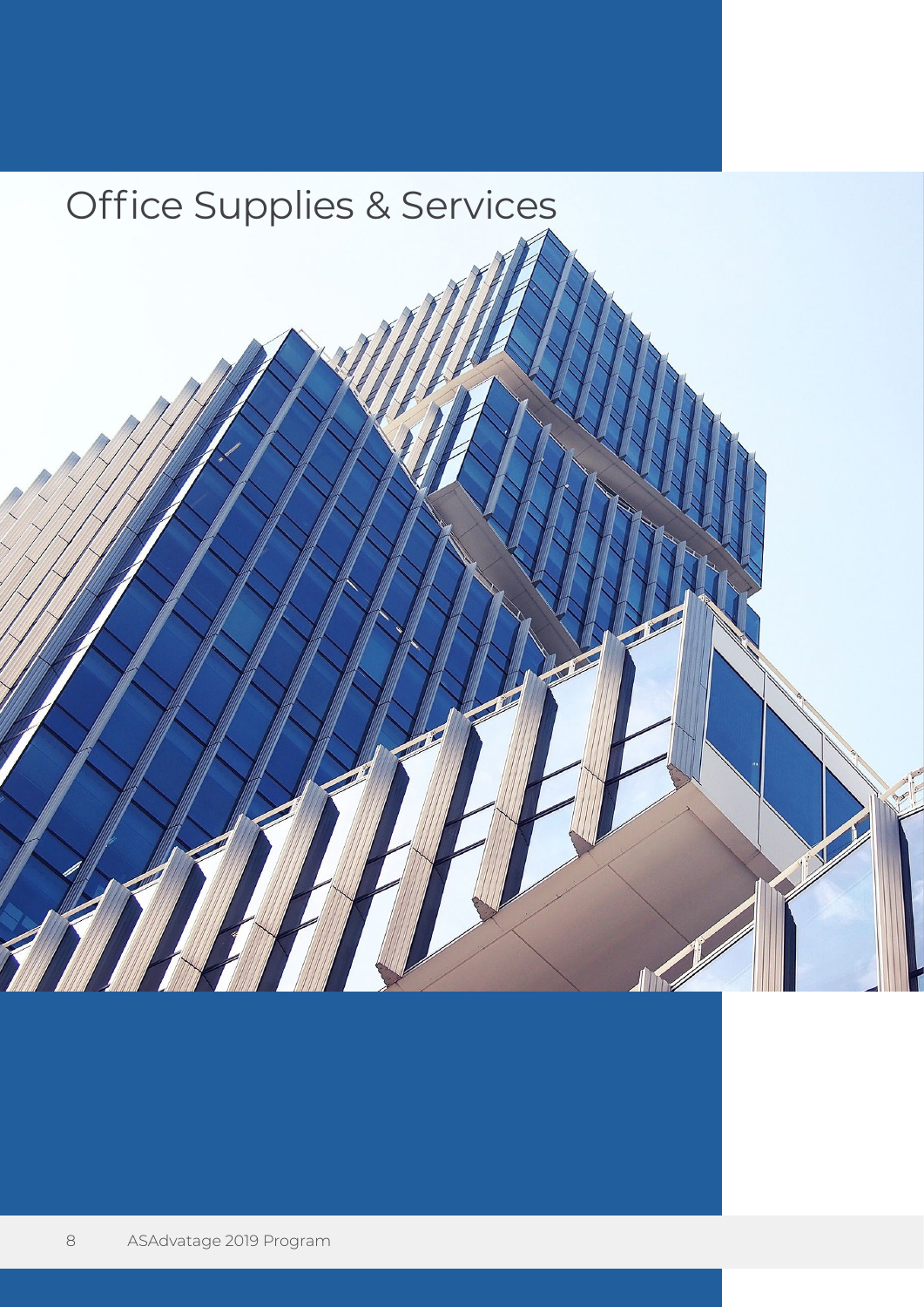# Office Supplies & Services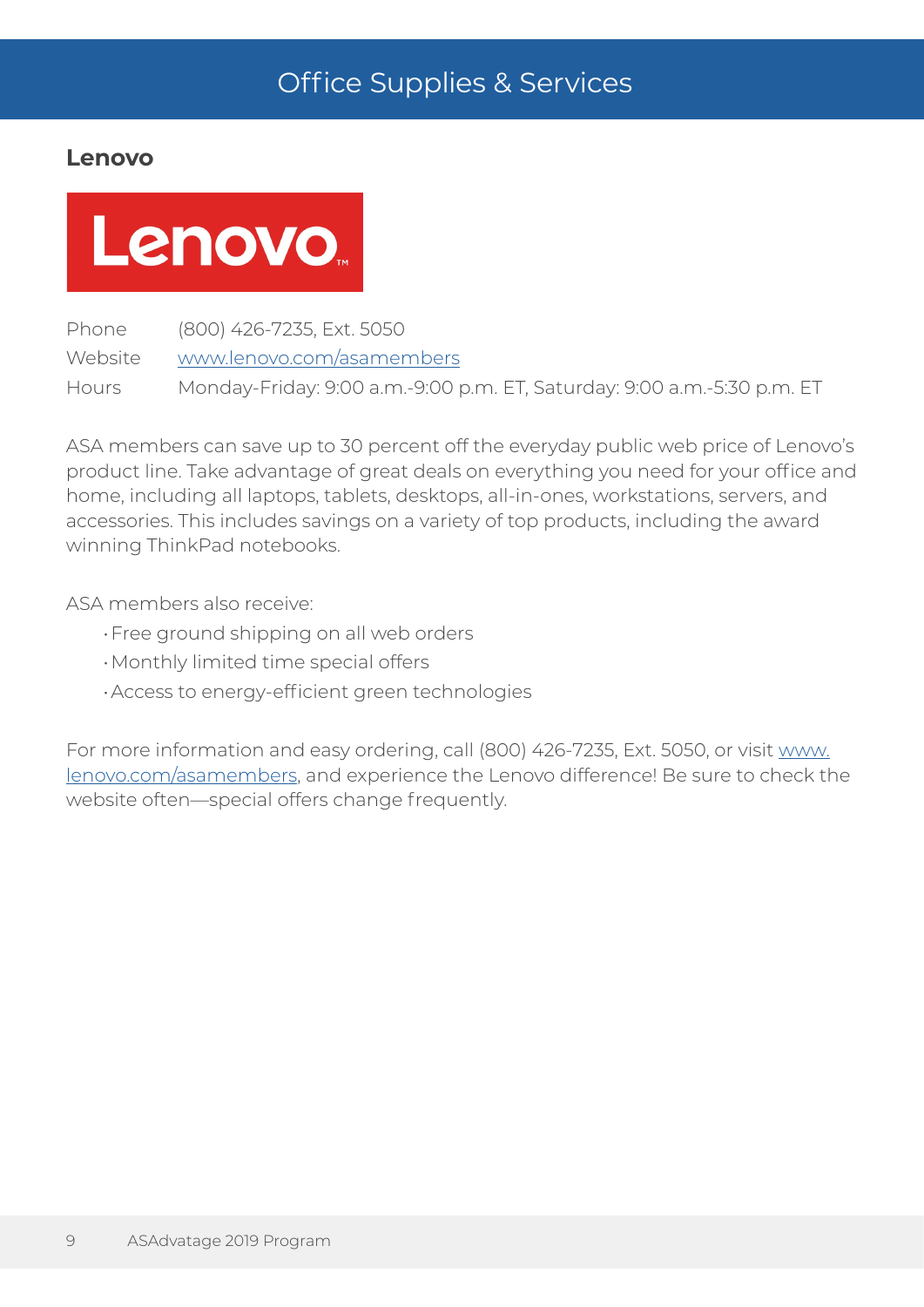# Office Supplies & Services

## Lenovo

| | |
|---|---|
| Phone | (800) 426-7235, Ext. 5050 |
| Website | www.lenovo.com/asamembers |
| Hours | Monday-Friday: 9:00 a.m.-9:00 p.m. ET, Saturday: 9:00 a.m.-5:30 p.m. ET |

ASA members can save up to 30 percent off the everyday public web price of Lenovo's product line. Take advantage of great deals on everything you need for your office and home, including all laptops, tablets, desktops, all-in-ones, workstations, servers, and accessories. This includes savings on a variety of top products, including the award winning ThinkPad notebooks.

ASA members also receive:

- Free ground shipping on all web orders
- Monthly limited time special offers
- Access to energy-efficient green technologies

For more information and easy ordering, call (800) 426-7235, Ext. 5050, or visit www.lenovo.com/asamembers, and experience the Lenovo difference! Be sure to check the website often—special offers change frequently.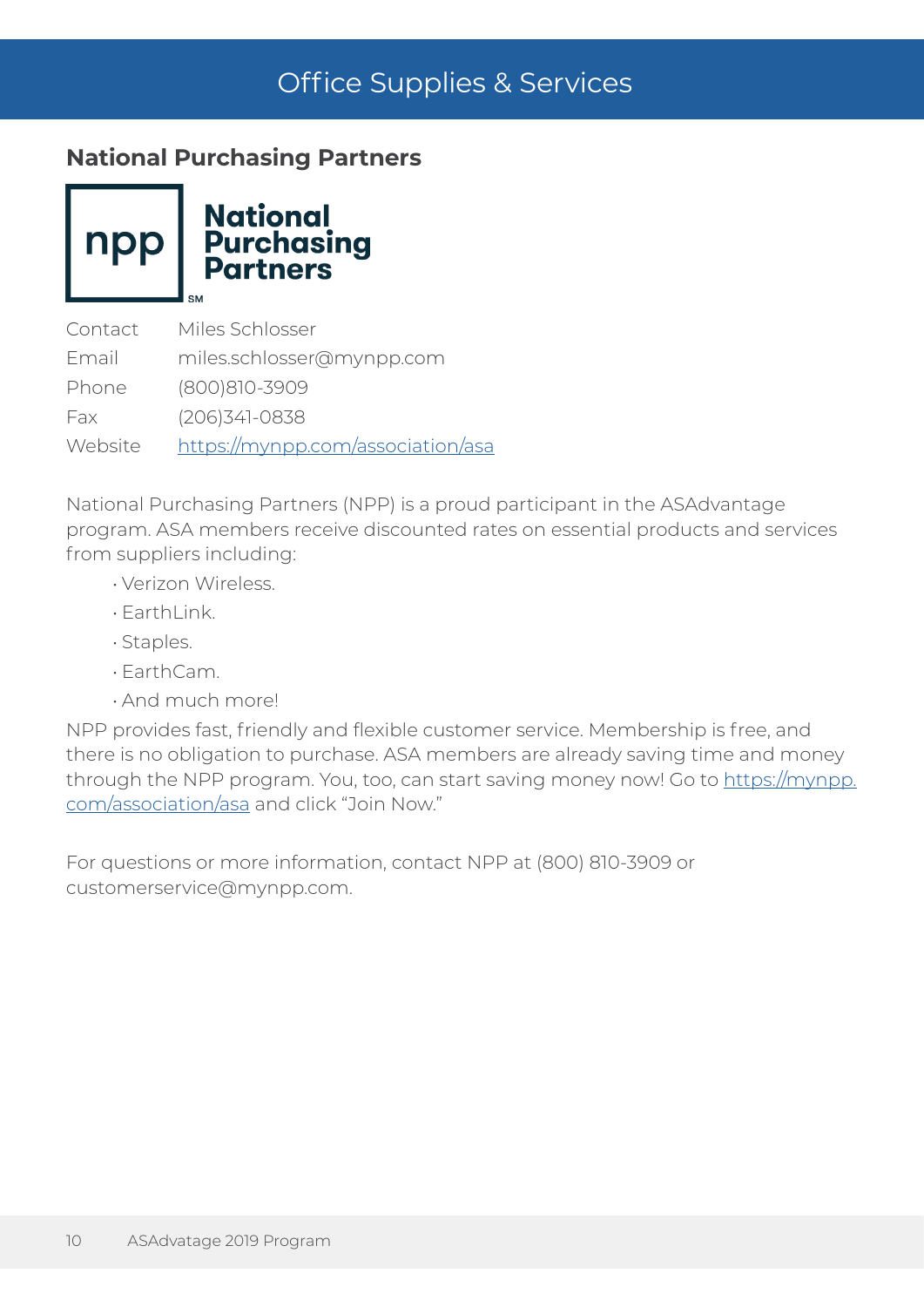# Office Supplies & Services

## National Purchasing Partners

| | |
|---|---|
| Contact | Miles Schlosser |
| Email | miles.schlosser@mynpp.com |
| Phone | (800)810-3909 |
| Fax | (206)341-0838 |
| Website | https://mynpp.com/association/asa |

National Purchasing Partners (NPP) is a proud participant in the ASAdvantage program. ASA members receive discounted rates on essential products and services from suppliers including:

- Verizon Wireless.
- EarthLink.
- Staples.
- EarthCam.
- And much more!

NPP provides fast, friendly and flexible customer service. Membership is free, and there is no obligation to purchase. ASA members are already saving time and money through the NPP program. You, too, can start saving money now! Go to https://mynpp.com/association/asa and click "Join Now."

For questions or more information, contact NPP at (800) 810-3909 or customerservice@mynpp.com.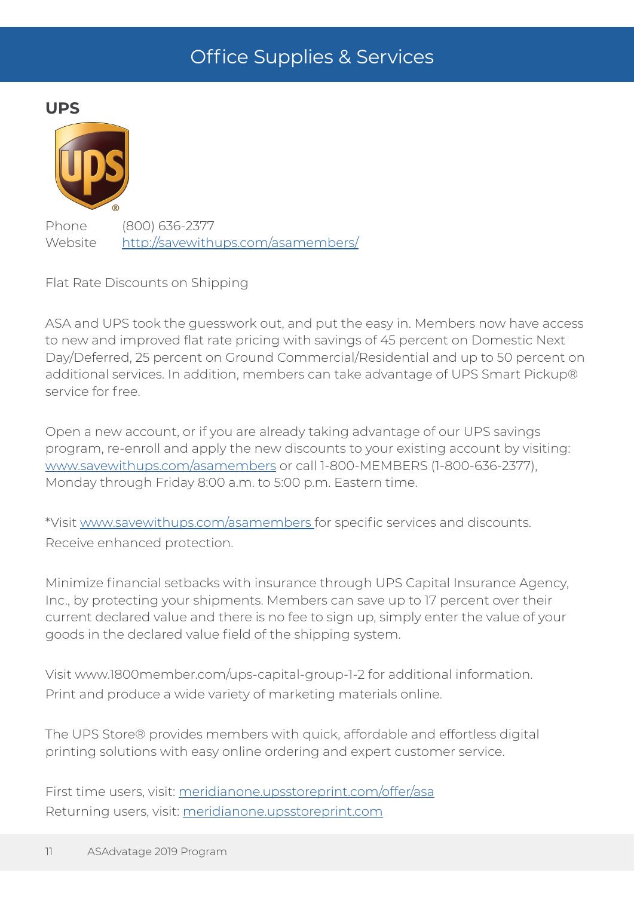# Office Supplies & Services

## UPS

Phone (800) 636-2377
Website [http://savewithups.com/asamembers/](http://savewithups.com/asamembers/)

Flat Rate Discounts on Shipping

ASA and UPS took the guesswork out, and put the easy in. Members now have access to new and improved flat rate pricing with savings of 45 percent on Domestic Next Day/Deferred, 25 percent on Ground Commercial/Residential and up to 50 percent on additional services. In addition, members can take advantage of UPS Smart Pickup® service for free.

Open a new account, or if you are already taking advantage of our UPS savings program, re-enroll and apply the new discounts to your existing account by visiting: [www.savewithups.com/asamembers](http://www.savewithups.com/asamembers) or call 1-800-MEMBERS (1-800-636-2377), Monday through Friday 8:00 a.m. to 5:00 p.m. Eastern time.

*Visit [www.savewithups.com/asamembers](http://www.savewithups.com/asamembers) for specific services and discounts.
Receive enhanced protection.

Minimize financial setbacks with insurance through UPS Capital Insurance Agency, Inc., by protecting your shipments. Members can save up to 17 percent over their current declared value and there is no fee to sign up, simply enter the value of your goods in the declared value field of the shipping system.

Visit www.1800member.com/ups-capital-group-1-2 for additional information.
Print and produce a wide variety of marketing materials online.

The UPS Store® provides members with quick, affordable and effortless digital printing solutions with easy online ordering and expert customer service.

First time users, visit: [meridianone.upsstoreprint.com/offer/asa](http://meridianone.upsstoreprint.com/offer/asa)
Returning users, visit: [meridianone.upsstoreprint.com](http://meridianone.upsstoreprint.com)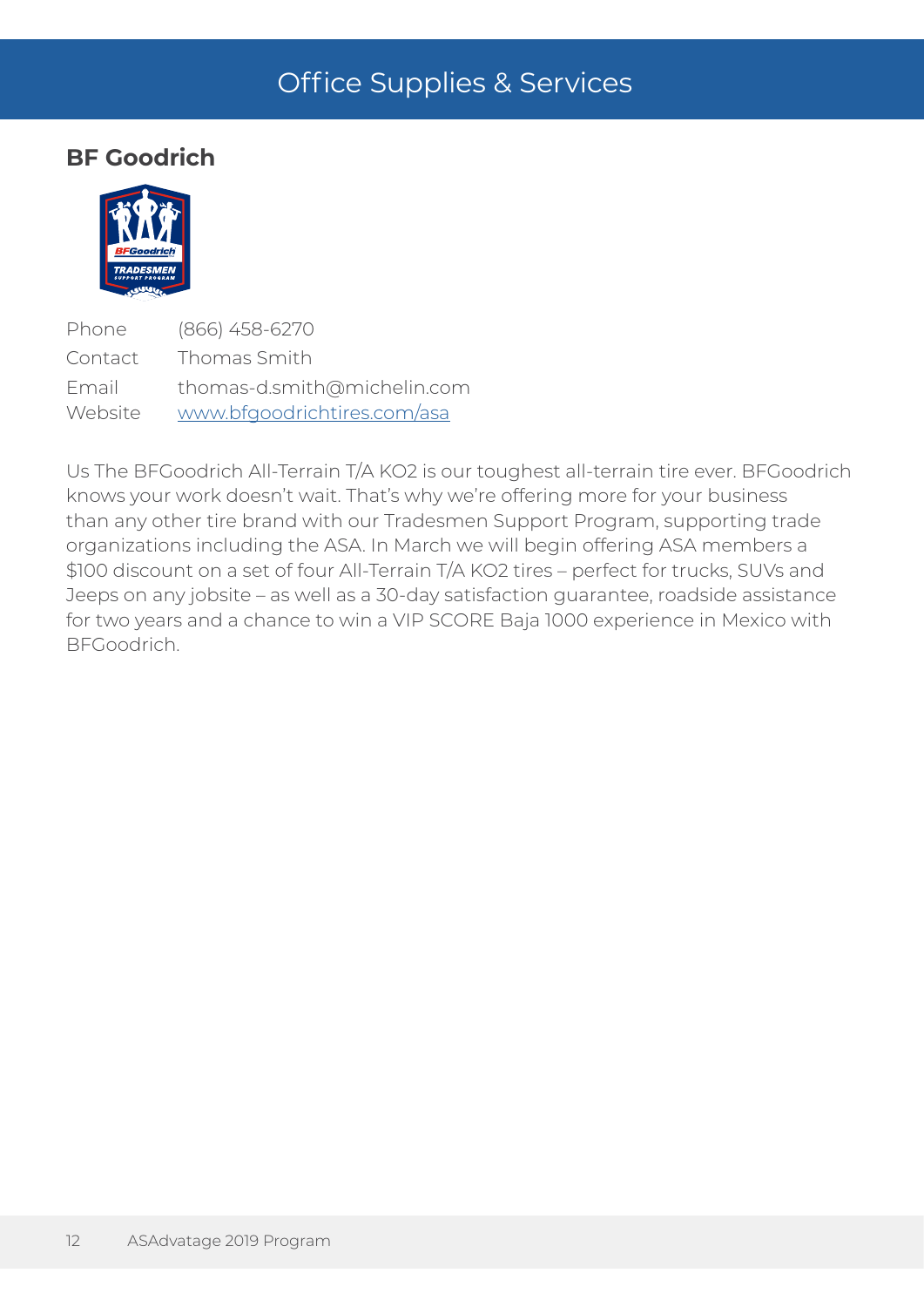# Office Supplies & Services

## BF Goodrich

| | |
|---|---|
| Phone | (866) 458-6270 |
| Contact | Thomas Smith |
| Email | thomas-d.smith@michelin.com |
| Website | [www.bfgoodrichtires.com/asa](www.bfgoodrichtires.com/asa) |

Us The BFGoodrich All-Terrain T/A KO2 is our toughest all-terrain tire ever. BFGoodrich knows your work doesn't wait. That's why we're offering more for your business than any other tire brand with our Tradesmen Support Program, supporting trade organizations including the ASA. In March we will begin offering ASA members a $100 discount on a set of four All-Terrain T/A KO2 tires – perfect for trucks, SUVs and Jeeps on any jobsite – as well as a 30-day satisfaction guarantee, roadside assistance for two years and a chance to win a VIP SCORE Baja 1000 experience in Mexico with BFGoodrich.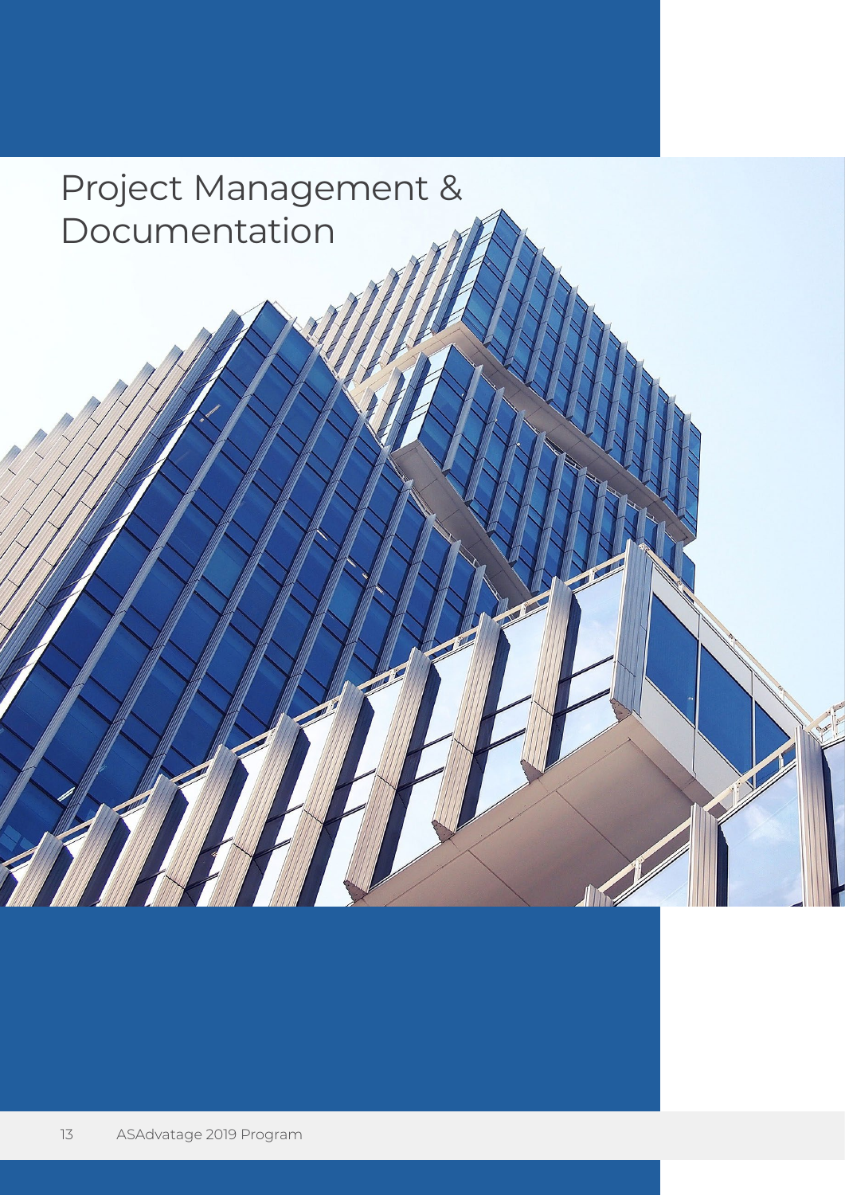# Project Management & Documentation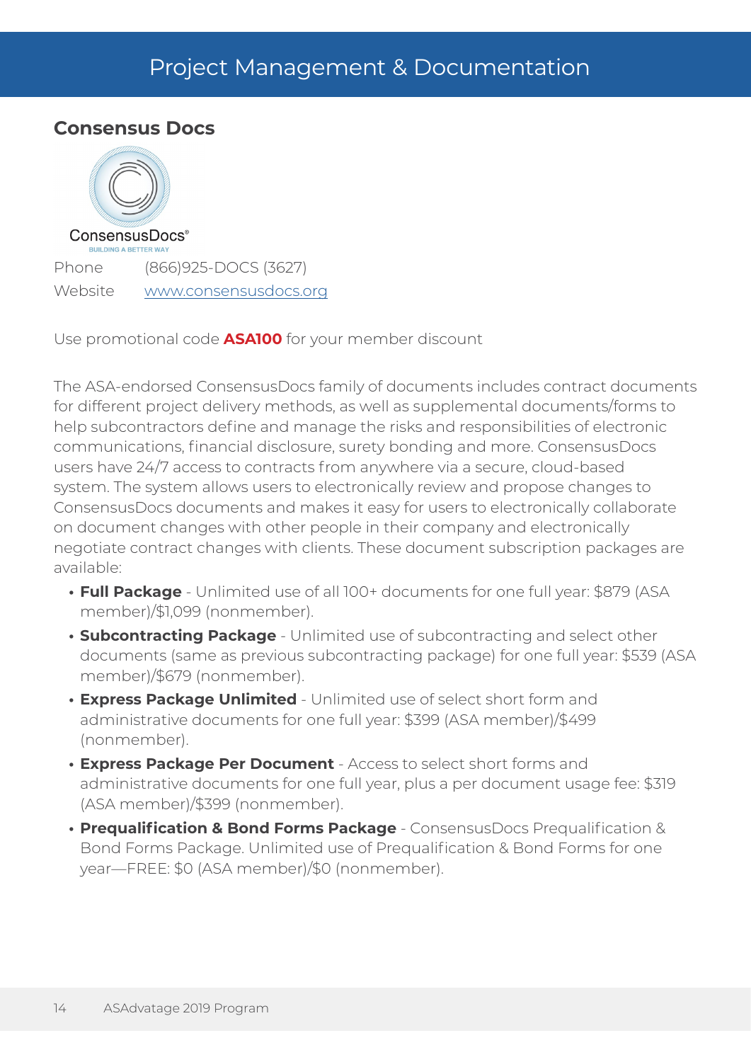# Project Management & Documentation

## Consensus Docs

Phone (866)925-DOCS (3627)

Website [www.consensusdocs.org](http://www.consensusdocs.org)

Use promotional code **ASA100** for your member discount

The ASA-endorsed ConsensusDocs family of documents includes contract documents for different project delivery methods, as well as supplemental documents/forms to help subcontractors define and manage the risks and responsibilities of electronic communications, financial disclosure, surety bonding and more. ConsensusDocs users have 24/7 access to contracts from anywhere via a secure, cloud-based system. The system allows users to electronically review and propose changes to ConsensusDocs documents and makes it easy for users to electronically collaborate on document changes with other people in their company and electronically negotiate contract changes with clients. These document subscription packages are available:

- **Full Package** - Unlimited use of all 100+ documents for one full year: $879 (ASA member)/$1,099 (nonmember).
- **Subcontracting Package** - Unlimited use of subcontracting and select other documents (same as previous subcontracting package) for one full year: $539 (ASA member)/$679 (nonmember).
- **Express Package Unlimited** - Unlimited use of select short form and administrative documents for one full year: $399 (ASA member)/$499 (nonmember).
- **Express Package Per Document** - Access to select short forms and administrative documents for one full year, plus a per document usage fee: $319 (ASA member)/$399 (nonmember).
- **Prequalification & Bond Forms Package** - ConsensusDocs Prequalification & Bond Forms Package. Unlimited use of Prequalification & Bond Forms for one year—FREE: $0 (ASA member)/$0 (nonmember).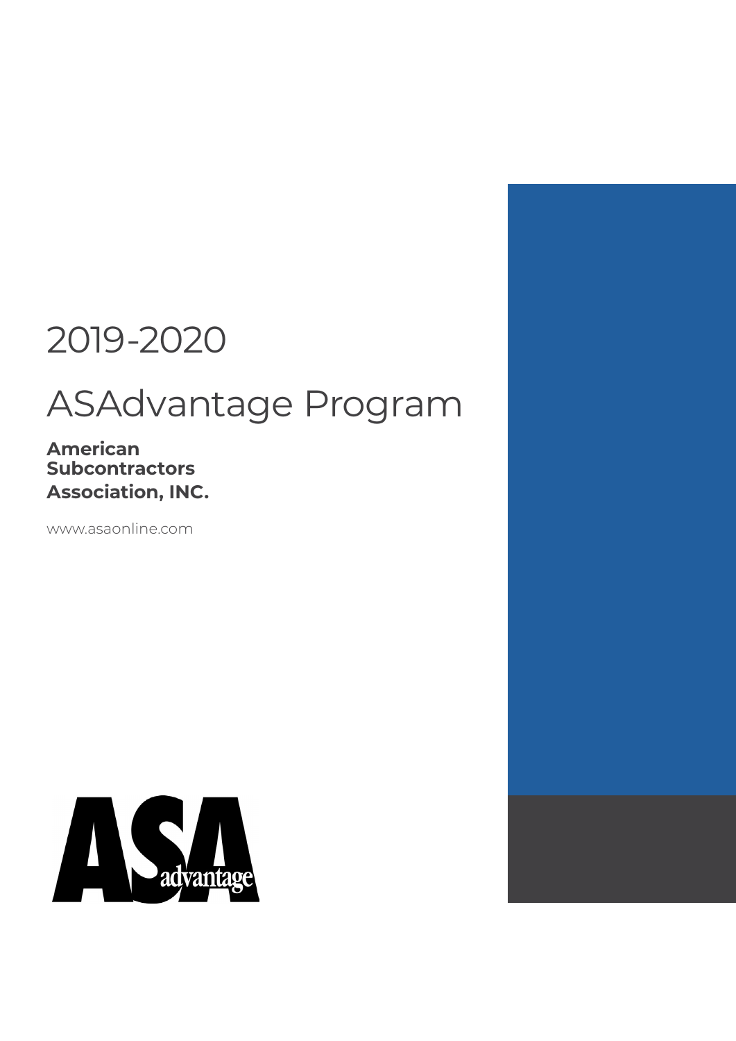# 2019-2020

# ASAdvantage Program

**American Subcontractors Association, INC.**

www.asaonline.com